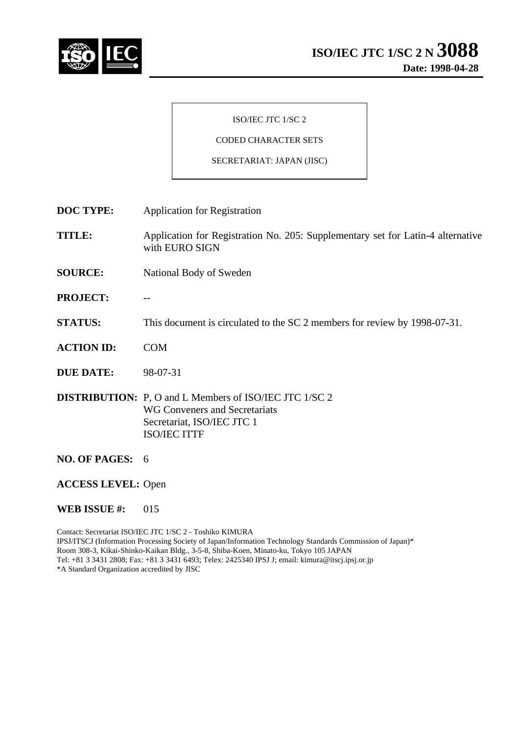# ISO/IEC JTC 1/SC 2 N 3088

**Date: 1998-04-28**

ISO/IEC JTC 1/SC 2

CODED CHARACTER SETS

SECRETARIAT: JAPAN (JISC)

**DOC TYPE:** Application for Registration

**TITLE:** Application for Registration No. 205: Supplementary set for Latin-4 alternative with EURO SIGN

**SOURCE:** National Body of Sweden

**PROJECT:** --

**STATUS:** This document is circulated to the SC 2 members for review by 1998-07-31.

**ACTION ID:** COM

**DUE DATE:** 98-07-31

**DISTRIBUTION:** P, O and L Members of ISO/IEC JTC 1/SC 2
WG Conveners and Secretariats
Secretariat, ISO/IEC JTC 1
ISO/IEC ITTF

**NO. OF PAGES:** 6

**ACCESS LEVEL:** Open

**WEB ISSUE #:** 015

Contact: Secretariat ISO/IEC JTC 1/SC 2 - Toshiko KIMURA
IPSJ/ITSCJ (Information Processing Society of Japan/Information Technology Standards Commission of Japan)*
Room 308-3, Kikai-Shinko-Kaikan Bldg., 3-5-8, Shiba-Koen, Minato-ku, Tokyo 105 JAPAN
Tel: +81 3 3431 2808; Fax: +81 3 3431 6493; Telex: 2425340 IPSJ J; email: kimura@itscj.ipsj.or.jp
*A Standard Organization accredited by JISC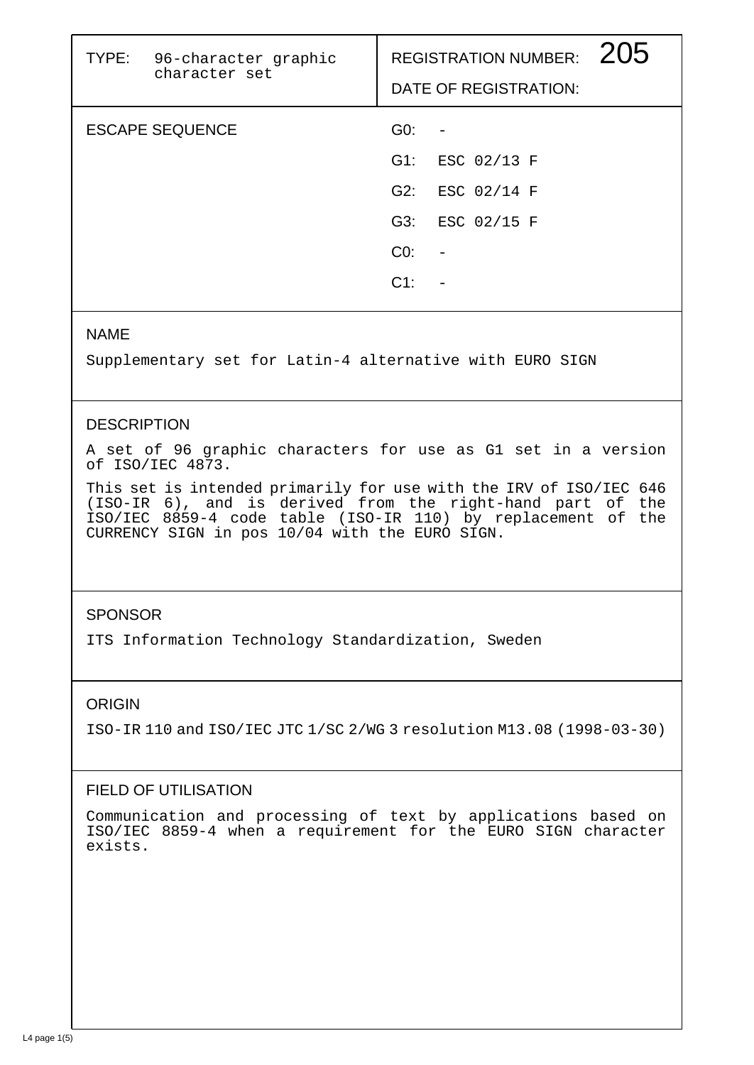| TYPE: 96-character graphic character set | REGISTRATION NUMBER: 205 |
| --- | --- |
| | DATE OF REGISTRATION: |

| ESCAPE SEQUENCE | |
| --- | --- |
| | G0: - |
| | G1: ESC 02/13 F |
| | G2: ESC 02/14 F |
| | G3: ESC 02/15 F |
| | C0: - |
| | C1: - |

## NAME

Supplementary set for Latin-4 alternative with EURO SIGN

## DESCRIPTION

A set of 96 graphic characters for use as G1 set in a version of ISO/IEC 4873.

This set is intended primarily for use with the IRV of ISO/IEC 646 (ISO-IR 6), and is derived from the right-hand part of the ISO/IEC 8859-4 code table (ISO-IR 110) by replacement of the CURRENCY SIGN in pos 10/04 with the EURO SIGN.

## SPONSOR

ITS Information Technology Standardization, Sweden

## ORIGIN

ISO-IR 110 and ISO/IEC JTC 1/SC 2/WG 3 resolution M13.08 (1998-03-30)

## FIELD OF UTILISATION

Communication and processing of text by applications based on ISO/IEC 8859-4 when a requirement for the EURO SIGN character exists.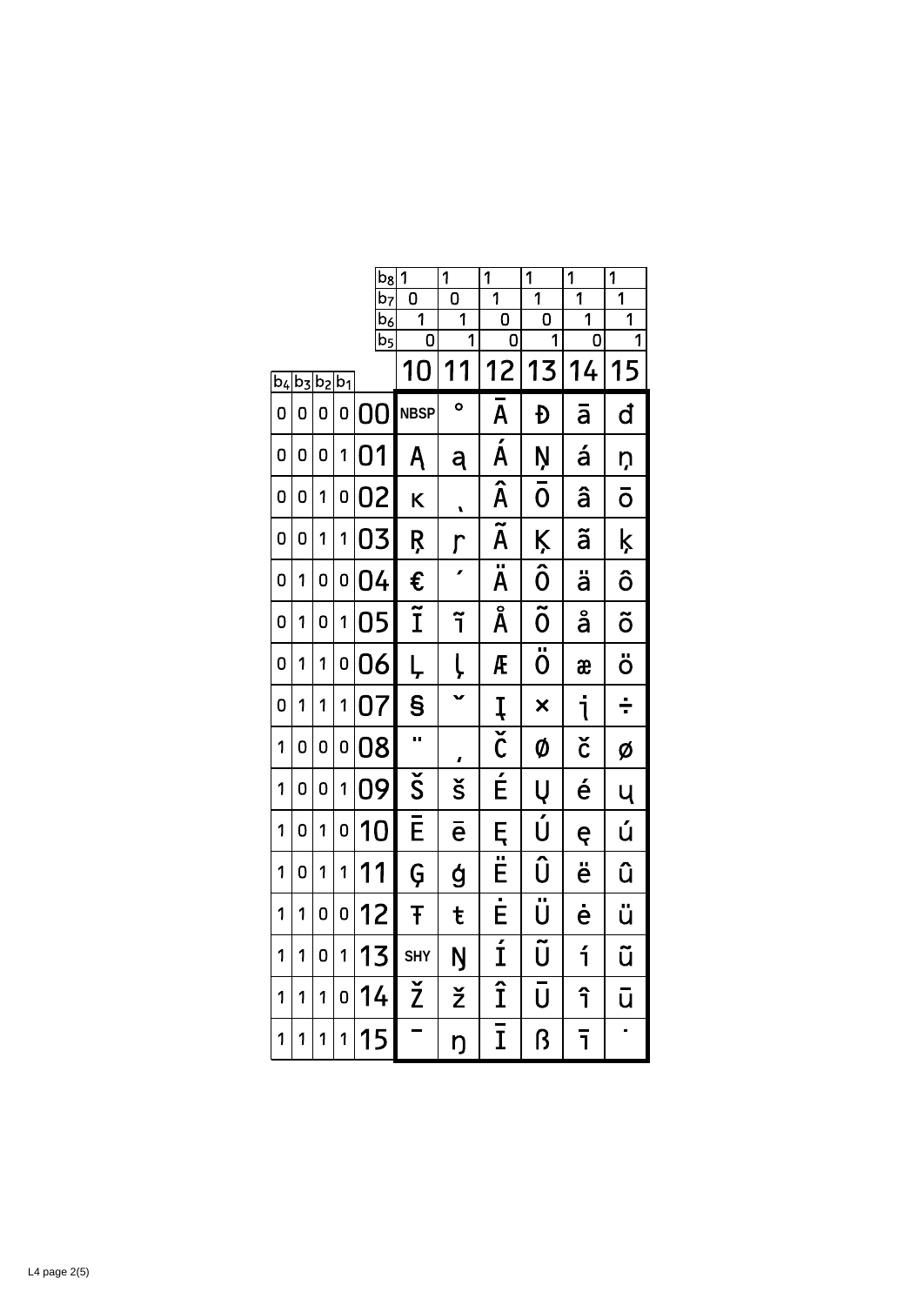| | | | | b8 | 1 | 1 | 1 | 1 | 1 | 1 |
|---|---|---|---|---|---|---|---|---|---|---|
| | | | | b7 | 0 | 0 | 1 | 1 | 1 | 1 |
| | | | | b6 | 1 | 1 | 0 | 0 | 1 | 1 |
| | | | | b5 | 0 | 1 | 0 | 1 | 0 | 1 |
| b4 | b3 | b2 | b1 | | 10 | 11 | 12 | 13 | 14 | 15 |
| 0 | 0 | 0 | 0 | 00 | NBSP | ° | Ā | Đ | ā | đ |
| 0 | 0 | 0 | 1 | 01 | Ą | ą | Á | Ņ | á | ņ |
| 0 | 0 | 1 | 0 | 02 | ĸ | ˎ | Â | Ō | â | ō |
| 0 | 0 | 1 | 1 | 03 | Ŗ | ŗ | Ã | Ķ | ã | ķ |
| 0 | 1 | 0 | 0 | 04 | € | ´ | Ä | Ô | ä | ô |
| 0 | 1 | 0 | 1 | 05 | Ĩ | ĩ | Å | Õ | å | õ |
| 0 | 1 | 1 | 0 | 06 | Ļ | ļ | Æ | Ö | æ | ö |
| 0 | 1 | 1 | 1 | 07 | § | ˇ | Į | × | į | ÷ |
| 1 | 0 | 0 | 0 | 08 | ¨ | ¸ | Č | Ø | č | ø |
| 1 | 0 | 0 | 1 | 09 | Š | š | É | Ų | é | ų |
| 1 | 0 | 1 | 0 | 10 | Ē | ē | Ę | Ú | ę | ú |
| 1 | 0 | 1 | 1 | 11 | Ģ | ģ | Ë | Û | ë | û |
| 1 | 1 | 0 | 0 | 12 | Ŧ | ŧ | Ė | Ü | ė | ü |
| 1 | 1 | 0 | 1 | 13 | SHY | Ŋ | Í | Ũ | í | ũ |
| 1 | 1 | 1 | 0 | 14 | Ž | ž | Î | Ū | î | ū |
| 1 | 1 | 1 | 1 | 15 | ¯ | ŋ | Ī | ß | ī | ˙ |

L4 page 2(5)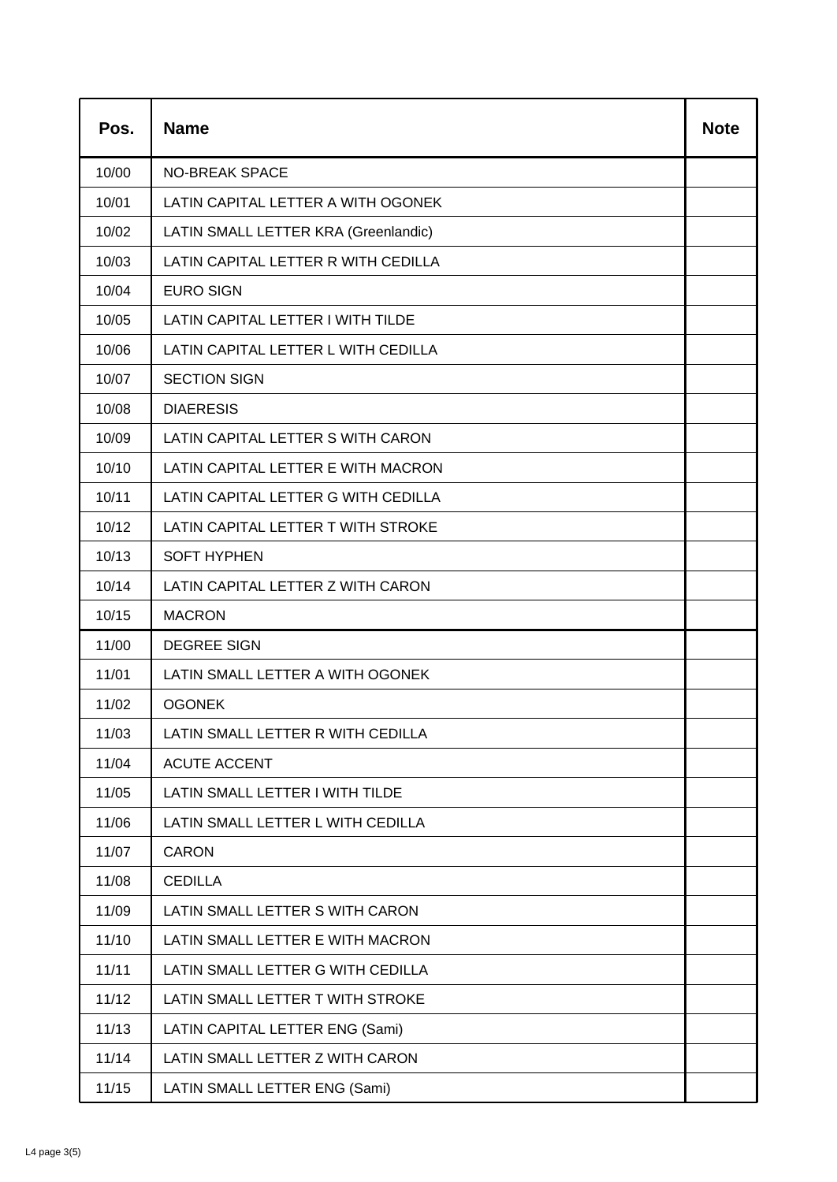| Pos. | Name | Note |
|---|---|---|
| 10/00 | NO-BREAK SPACE | |
| 10/01 | LATIN CAPITAL LETTER A WITH OGONEK | |
| 10/02 | LATIN SMALL LETTER KRA (Greenlandic) | |
| 10/03 | LATIN CAPITAL LETTER R WITH CEDILLA | |
| 10/04 | EURO SIGN | |
| 10/05 | LATIN CAPITAL LETTER I WITH TILDE | |
| 10/06 | LATIN CAPITAL LETTER L WITH CEDILLA | |
| 10/07 | SECTION SIGN | |
| 10/08 | DIAERESIS | |
| 10/09 | LATIN CAPITAL LETTER S WITH CARON | |
| 10/10 | LATIN CAPITAL LETTER E WITH MACRON | |
| 10/11 | LATIN CAPITAL LETTER G WITH CEDILLA | |
| 10/12 | LATIN CAPITAL LETTER T WITH STROKE | |
| 10/13 | SOFT HYPHEN | |
| 10/14 | LATIN CAPITAL LETTER Z WITH CARON | |
| 10/15 | MACRON | |
| 11/00 | DEGREE SIGN | |
| 11/01 | LATIN SMALL LETTER A WITH OGONEK | |
| 11/02 | OGONEK | |
| 11/03 | LATIN SMALL LETTER R WITH CEDILLA | |
| 11/04 | ACUTE ACCENT | |
| 11/05 | LATIN SMALL LETTER I WITH TILDE | |
| 11/06 | LATIN SMALL LETTER L WITH CEDILLA | |
| 11/07 | CARON | |
| 11/08 | CEDILLA | |
| 11/09 | LATIN SMALL LETTER S WITH CARON | |
| 11/10 | LATIN SMALL LETTER E WITH MACRON | |
| 11/11 | LATIN SMALL LETTER G WITH CEDILLA | |
| 11/12 | LATIN SMALL LETTER T WITH STROKE | |
| 11/13 | LATIN CAPITAL LETTER ENG (Sami) | |
| 11/14 | LATIN SMALL LETTER Z WITH CARON | |
| 11/15 | LATIN SMALL LETTER ENG (Sami) | |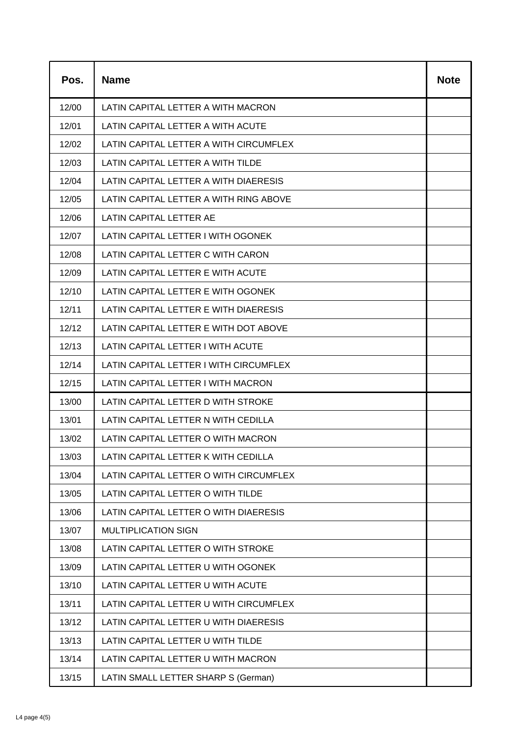| Pos. | Name | Note |
|---|---|---|
| 12/00 | LATIN CAPITAL LETTER A WITH MACRON | |
| 12/01 | LATIN CAPITAL LETTER A WITH ACUTE | |
| 12/02 | LATIN CAPITAL LETTER A WITH CIRCUMFLEX | |
| 12/03 | LATIN CAPITAL LETTER A WITH TILDE | |
| 12/04 | LATIN CAPITAL LETTER A WITH DIAERESIS | |
| 12/05 | LATIN CAPITAL LETTER A WITH RING ABOVE | |
| 12/06 | LATIN CAPITAL LETTER AE | |
| 12/07 | LATIN CAPITAL LETTER I WITH OGONEK | |
| 12/08 | LATIN CAPITAL LETTER C WITH CARON | |
| 12/09 | LATIN CAPITAL LETTER E WITH ACUTE | |
| 12/10 | LATIN CAPITAL LETTER E WITH OGONEK | |
| 12/11 | LATIN CAPITAL LETTER E WITH DIAERESIS | |
| 12/12 | LATIN CAPITAL LETTER E WITH DOT ABOVE | |
| 12/13 | LATIN CAPITAL LETTER I WITH ACUTE | |
| 12/14 | LATIN CAPITAL LETTER I WITH CIRCUMFLEX | |
| 12/15 | LATIN CAPITAL LETTER I WITH MACRON | |
| 13/00 | LATIN CAPITAL LETTER D WITH STROKE | |
| 13/01 | LATIN CAPITAL LETTER N WITH CEDILLA | |
| 13/02 | LATIN CAPITAL LETTER O WITH MACRON | |
| 13/03 | LATIN CAPITAL LETTER K WITH CEDILLA | |
| 13/04 | LATIN CAPITAL LETTER O WITH CIRCUMFLEX | |
| 13/05 | LATIN CAPITAL LETTER O WITH TILDE | |
| 13/06 | LATIN CAPITAL LETTER O WITH DIAERESIS | |
| 13/07 | MULTIPLICATION SIGN | |
| 13/08 | LATIN CAPITAL LETTER O WITH STROKE | |
| 13/09 | LATIN CAPITAL LETTER U WITH OGONEK | |
| 13/10 | LATIN CAPITAL LETTER U WITH ACUTE | |
| 13/11 | LATIN CAPITAL LETTER U WITH CIRCUMFLEX | |
| 13/12 | LATIN CAPITAL LETTER U WITH DIAERESIS | |
| 13/13 | LATIN CAPITAL LETTER U WITH TILDE | |
| 13/14 | LATIN CAPITAL LETTER U WITH MACRON | |
| 13/15 | LATIN SMALL LETTER SHARP S (German) | |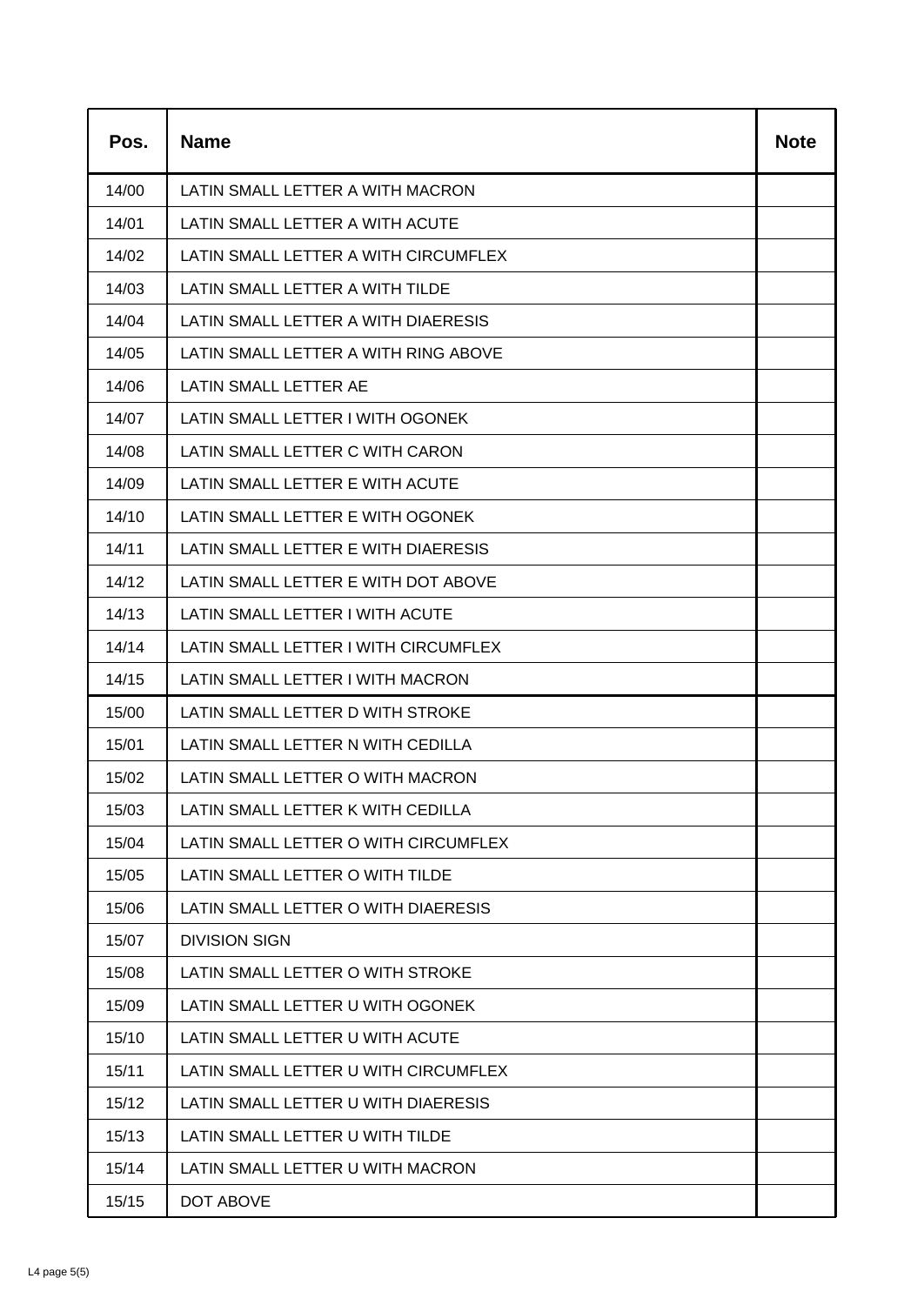| Pos. | Name | Note |
| --- | --- | --- |
| 14/00 | LATIN SMALL LETTER A WITH MACRON | |
| 14/01 | LATIN SMALL LETTER A WITH ACUTE | |
| 14/02 | LATIN SMALL LETTER A WITH CIRCUMFLEX | |
| 14/03 | LATIN SMALL LETTER A WITH TILDE | |
| 14/04 | LATIN SMALL LETTER A WITH DIAERESIS | |
| 14/05 | LATIN SMALL LETTER A WITH RING ABOVE | |
| 14/06 | LATIN SMALL LETTER AE | |
| 14/07 | LATIN SMALL LETTER I WITH OGONEK | |
| 14/08 | LATIN SMALL LETTER C WITH CARON | |
| 14/09 | LATIN SMALL LETTER E WITH ACUTE | |
| 14/10 | LATIN SMALL LETTER E WITH OGONEK | |
| 14/11 | LATIN SMALL LETTER E WITH DIAERESIS | |
| 14/12 | LATIN SMALL LETTER E WITH DOT ABOVE | |
| 14/13 | LATIN SMALL LETTER I WITH ACUTE | |
| 14/14 | LATIN SMALL LETTER I WITH CIRCUMFLEX | |
| 14/15 | LATIN SMALL LETTER I WITH MACRON | |
| 15/00 | LATIN SMALL LETTER D WITH STROKE | |
| 15/01 | LATIN SMALL LETTER N WITH CEDILLA | |
| 15/02 | LATIN SMALL LETTER O WITH MACRON | |
| 15/03 | LATIN SMALL LETTER K WITH CEDILLA | |
| 15/04 | LATIN SMALL LETTER O WITH CIRCUMFLEX | |
| 15/05 | LATIN SMALL LETTER O WITH TILDE | |
| 15/06 | LATIN SMALL LETTER O WITH DIAERESIS | |
| 15/07 | DIVISION SIGN | |
| 15/08 | LATIN SMALL LETTER O WITH STROKE | |
| 15/09 | LATIN SMALL LETTER U WITH OGONEK | |
| 15/10 | LATIN SMALL LETTER U WITH ACUTE | |
| 15/11 | LATIN SMALL LETTER U WITH CIRCUMFLEX | |
| 15/12 | LATIN SMALL LETTER U WITH DIAERESIS | |
| 15/13 | LATIN SMALL LETTER U WITH TILDE | |
| 15/14 | LATIN SMALL LETTER U WITH MACRON | |
| 15/15 | DOT ABOVE | |